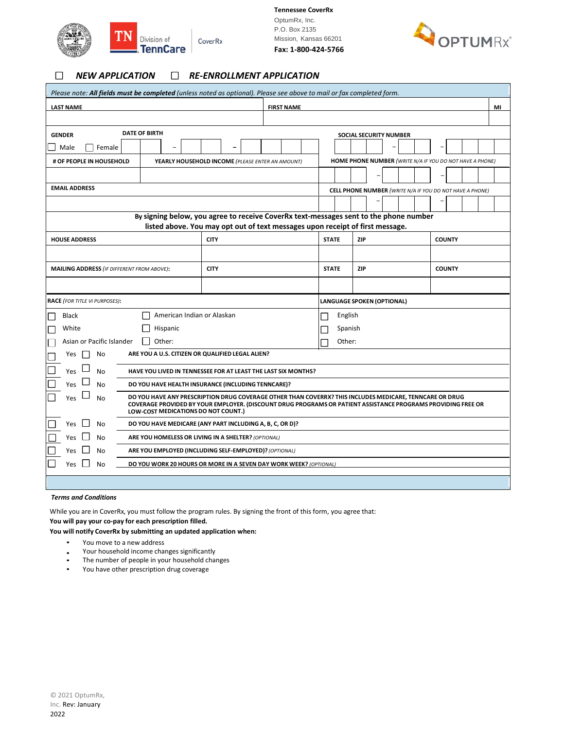**Tennessee CoverRx**
OptumRx, Inc.
P.O. Box 2135
Mission, Kansas 66201
**Fax: 1-800-424-5766**

☐ ***NEW APPLICATION*** ☐ ***RE-ENROLLMENT APPLICATION***

*Please note: **All fields must be completed** (unless noted as optional). Please see above to mail or fax completed form.*

| **LAST NAME** | **FIRST NAME** | **MI** |
|---|---|---|
| | | |

| **GENDER** | **DATE OF BIRTH** | **SOCIAL SECURITY NUMBER** |
|---|---|---|
| ☐ Male ☐ Female | \_\_ \_\_ – \_\_ \_\_ – \_\_ \_\_ \_\_ \_\_ | \_\_ \_\_ \_\_ – \_\_ \_\_ – \_\_ \_\_ \_\_ \_\_ |

| **# OF PEOPLE IN HOUSEHOLD** | **YEARLY HOUSEHOLD INCOME** *(PLEASE ENTER AN AMOUNT)* | **HOME PHONE NUMBER** *(WRITE N/A IF YOU DO NOT HAVE A PHONE)* |
|---|---|---|
| | | \_\_ \_\_ \_\_ – \_\_ \_\_ \_\_ – \_\_ \_\_ \_\_ \_\_ |

| **EMAIL ADDRESS** | **CELL PHONE NUMBER** *(WRITE N/A IF YOU DO NOT HAVE A PHONE)* |
|---|---|
| | \_\_ \_\_ \_\_ – \_\_ \_\_ \_\_ – \_\_ \_\_ \_\_ \_\_ |

**By signing below, you agree to receive CoverRx text-messages sent to the phone number listed above. You may opt out of text messages upon receipt of first message.**

| **HOUSE ADDRESS** | **CITY** | **STATE** | **ZIP** | **COUNTY** |
|---|---|---|---|---|
| | | | | |
| **MAILING ADDRESS** *(IF DIFFERENT FROM ABOVE)*: | **CITY** | **STATE** | **ZIP** | **COUNTY** |
| | | | | |

**RACE** *(FOR TITLE VI PURPOSES)*:
- ☐ Black
- ☐ White
- ☐ Asian or Pacific Islander
- ☐ American Indian or Alaskan
- ☐ Hispanic
- ☐ Other:

**LANGUAGE SPOKEN (OPTIONAL)**
- ☐ English
- ☐ Spanish
- ☐ Other:

| | | |
|---|---|---|
| ☐ Yes | ☐ No | **ARE YOU A U.S. CITIZEN OR QUALIFIED LEGAL ALIEN?** |
| ☐ Yes | ☐ No | **HAVE YOU LIVED IN TENNESSEE FOR AT LEAST THE LAST SIX MONTHS?** |
| ☐ Yes | ☐ No | **DO YOU HAVE HEALTH INSURANCE (INCLUDING TENNCARE)?** |
| ☐ Yes | ☐ No | **DO YOU HAVE ANY PRESCRIPTION DRUG COVERAGE OTHER THAN COVERRX? THIS INCLUDES MEDICARE, TENNCARE OR DRUG COVERAGE PROVIDED BY YOUR EMPLOYER. (DISCOUNT DRUG PROGRAMS OR PATIENT ASSISTANCE PROGRAMS PROVIDING FREE OR LOW-COST MEDICATIONS DO NOT COUNT.)** |
| ☐ Yes | ☐ No | **DO YOU HAVE MEDICARE (ANY PART INCLUDING A, B, C, OR D)?** |
| ☐ Yes | ☐ No | **ARE YOU HOMELESS OR LIVING IN A SHELTER?** *(OPTIONAL)* |
| ☐ Yes | ☐ No | **ARE YOU EMPLOYED (INCLUDING SELF-EMPLOYED)?** *(OPTIONAL)* |
| ☐ Yes | ☐ No | **DO YOU WORK 20 HOURS OR MORE IN A SEVEN DAY WORK WEEK?** *(OPTIONAL)* |

***Terms and Conditions***

While you are in CoverRx, you must follow the program rules. By signing the front of this form, you agree that:

**You will pay your co-pay for each prescription filled.**

**You will notify CoverRx by submitting an updated application when:**

- You move to a new address
- Your household income changes significantly
- The number of people in your household changes
- You have other prescription drug coverage

© 2021 OptumRx, Inc. Rev: January 2022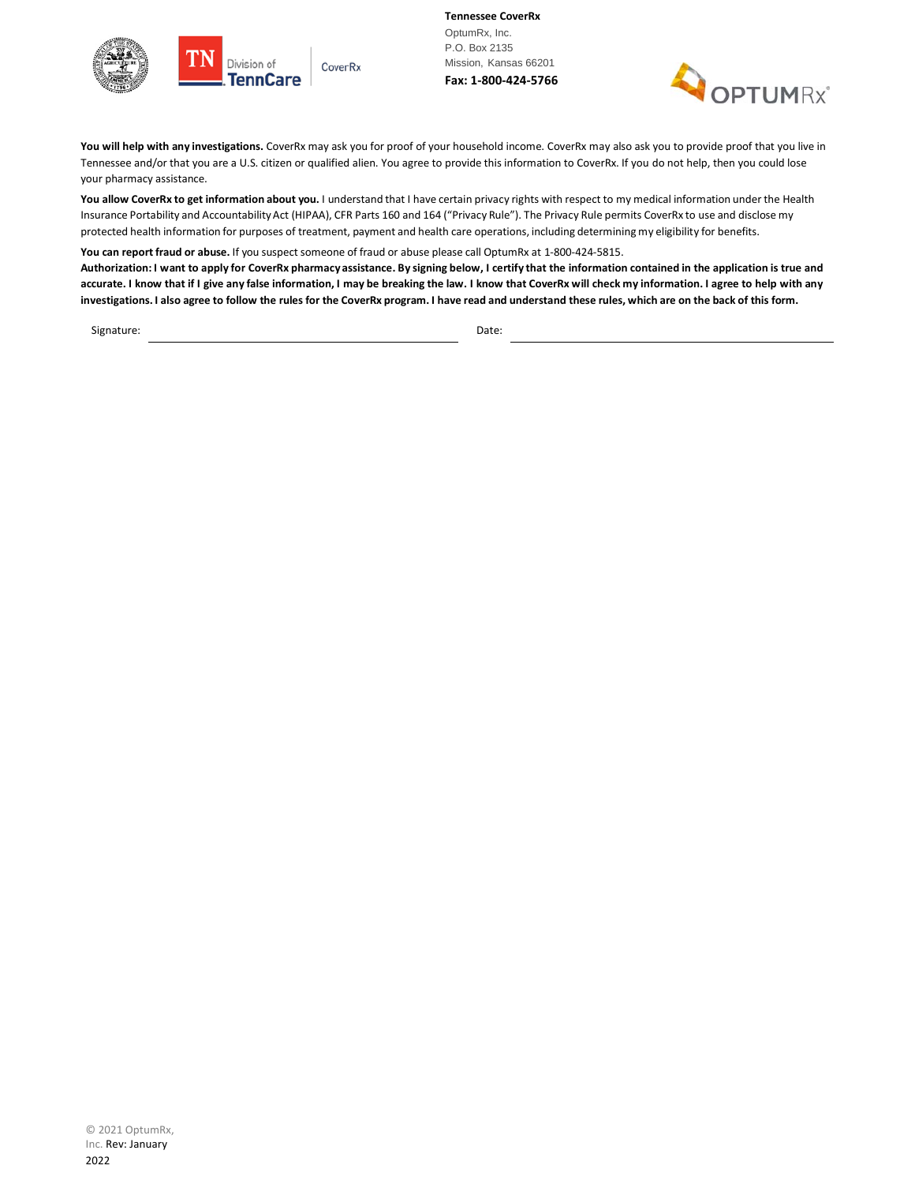**Tennessee CoverRx**
OptumRx, Inc.
P.O. Box 2135
Mission, Kansas 66201
**Fax: 1-800-424-5766**

**You will help with any investigations.** CoverRx may ask you for proof of your household income. CoverRx may also ask you to provide proof that you live in Tennessee and/or that you are a U.S. citizen or qualified alien. You agree to provide this information to CoverRx. If you do not help, then you could lose your pharmacy assistance.

**You allow CoverRx to get information about you.** I understand that I have certain privacy rights with respect to my medical information under the Health Insurance Portability and Accountability Act (HIPAA), CFR Parts 160 and 164 ("Privacy Rule"). The Privacy Rule permits CoverRx to use and disclose my protected health information for purposes of treatment, payment and health care operations, including determining my eligibility for benefits.

**You can report fraud or abuse.** If you suspect someone of fraud or abuse please call OptumRx at 1-800-424-5815.

**Authorization: I want to apply for CoverRx pharmacy assistance. By signing below, I certify that the information contained in the application is true and accurate. I know that if I give any false information, I may be breaking the law. I know that CoverRx will check my information. I agree to help with any investigations. I also agree to follow the rules for the CoverRx program. I have read and understand these rules, which are on the back of this form.**

Signature: ______________________________ Date: ______________________________

© 2021 OptumRx, Inc. Rev: January 2022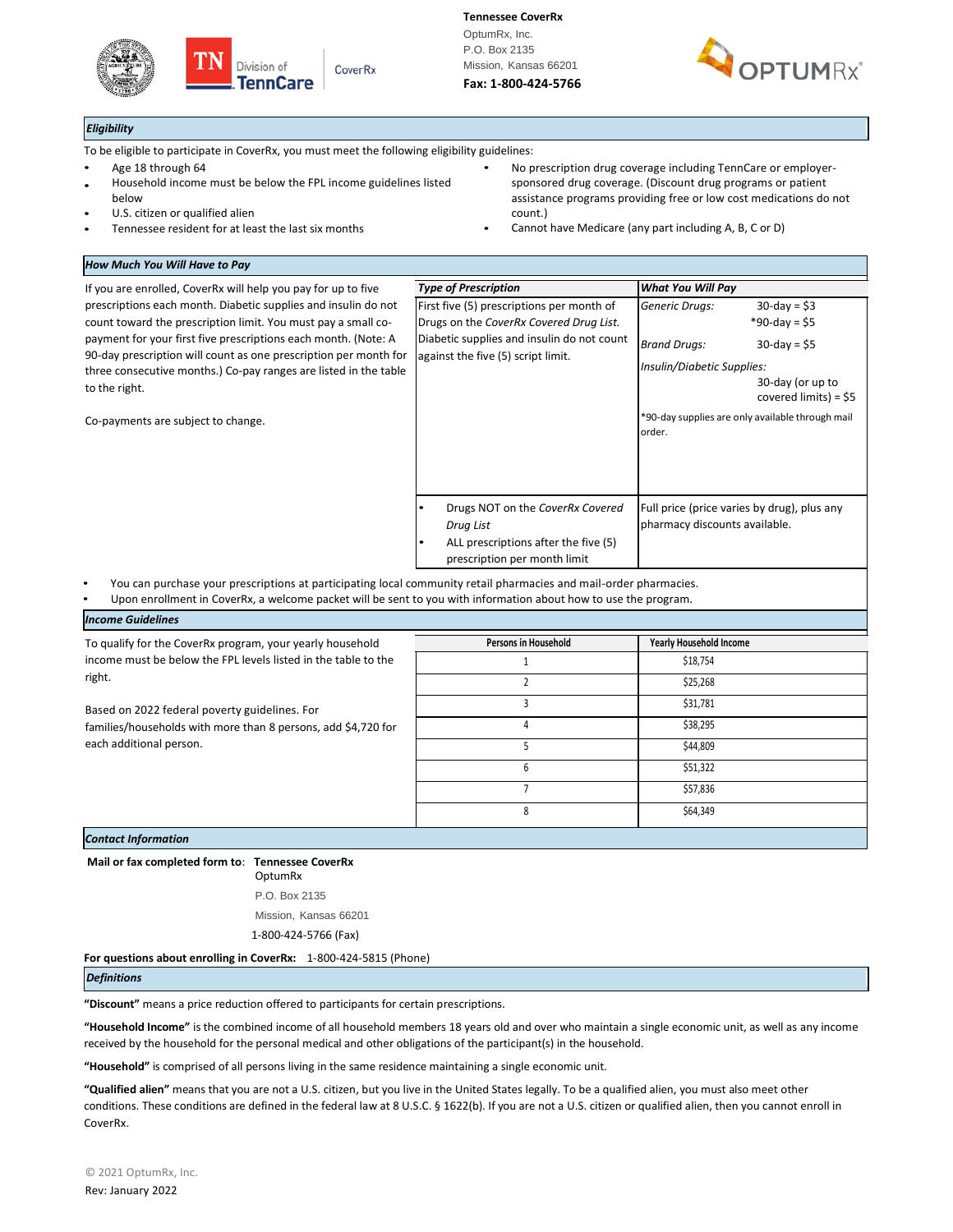**Tennessee CoverRx**
OptumRx, Inc.
P.O. Box 2135
Mission, Kansas 66201
**Fax: 1-800-424-5766**

## *Eligibility*

To be eligible to participate in CoverRx, you must meet the following eligibility guidelines:

- Age 18 through 64
- Household income must be below the FPL income guidelines listed below
- U.S. citizen or qualified alien
- Tennessee resident for at least the last six months
- No prescription drug coverage including TennCare or employer-sponsored drug coverage. (Discount drug programs or patient assistance programs providing free or low cost medications do not count.)
- Cannot have Medicare (any part including A, B, C or D)

## *How Much You Will Have to Pay*

If you are enrolled, CoverRx will help you pay for up to five prescriptions each month. Diabetic supplies and insulin do not count toward the prescription limit. You must pay a small co-payment for your first five prescriptions each month. (Note: A 90-day prescription will count as one prescription per month for three consecutive months.) Co-pay ranges are listed in the table to the right.

Co-payments are subject to change.

| *Type of Prescription* | *What You Will Pay* |
|---|---|
| First five (5) prescriptions per month of Drugs on the *CoverRx Covered Drug List.* Diabetic supplies and insulin do not count against the five (5) script limit. | *Generic Drugs:* 30-day = $3; *90-day = $5<br>*Brand Drugs:* 30-day = $5<br>*Insulin/Diabetic Supplies:* 30-day (or up to covered limits) = $5<br>*90-day supplies are only available through mail order. |
| • Drugs NOT on the *CoverRx Covered Drug List*<br>• ALL prescriptions after the five (5) prescription per month limit | Full price (price varies by drug), plus any pharmacy discounts available. |

- You can purchase your prescriptions at participating local community retail pharmacies and mail-order pharmacies.
- Upon enrollment in CoverRx, a welcome packet will be sent to you with information about how to use the program.

## *Income Guidelines*

To qualify for the CoverRx program, your yearly household income must be below the FPL levels listed in the table to the right.

Based on 2022 federal poverty guidelines. For families/households with more than 8 persons, add $4,720 for each additional person.

| Persons in Household | Yearly Household Income |
|---|---|
| 1 | $18,754 |
| 2 | $25,268 |
| 3 | $31,781 |
| 4 | $38,295 |
| 5 | $44,809 |
| 6 | $51,322 |
| 7 | $57,836 |
| 8 | $64,349 |

## *Contact Information*

**Mail or fax completed form to**: **Tennessee CoverRx**
OptumRx
P.O. Box 2135
Mission, Kansas 66201
1-800-424-5766 (Fax)

**For questions about enrolling in CoverRx:** 1-800-424-5815 (Phone)

## *Definitions*

**"Discount"** means a price reduction offered to participants for certain prescriptions.

**"Household Income"** is the combined income of all household members 18 years old and over who maintain a single economic unit, as well as any income received by the household for the personal medical and other obligations of the participant(s) in the household.

**"Household"** is comprised of all persons living in the same residence maintaining a single economic unit.

**"Qualified alien"** means that you are not a U.S. citizen, but you live in the United States legally. To be a qualified alien, you must also meet other conditions. These conditions are defined in the federal law at 8 U.S.C. § 1622(b). If you are not a U.S. citizen or qualified alien, then you cannot enroll in CoverRx.

© 2021 OptumRx, Inc.
Rev: January 2022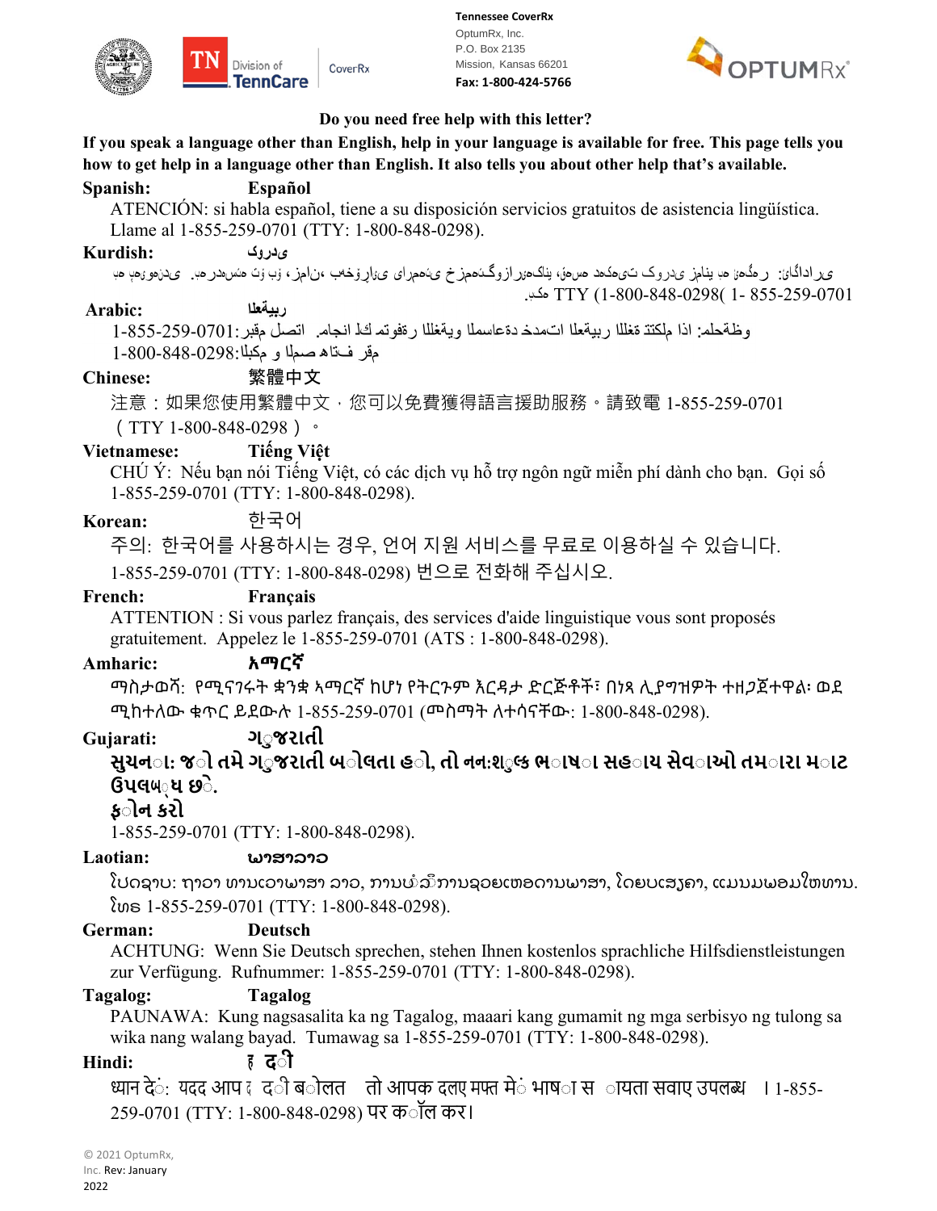Tennessee CoverRx
OptumRx, Inc.
P.O. Box 2135
Mission, Kansas 66201
**Fax: 1-800-424-5766**

**Do you need free help with this letter?**

**If you speak a language other than English, help in your language is available for free. This page tells you how to get help in a language other than English. It also tells you about other help that's available.**

**Spanish:** **Español**

ATENCIÓN: si habla español, tiene a su disposición servicios gratuitos de asistencia lingüística. Llame al 1-855-259-0701 (TTY: 1-800-848-0298).

**Kurdish:** **کوردی**

ئاگاداری: ئەگەر بە زمانی کوردی قسە دەکەیت، خزمەتگوزارییەکانی یارمەتی زمان، بەخۆڕایی، بۆ تۆ بەردەستە. پەیوەندی بە 0701-259-855-1 (TTY (1-800-848-0298 بکە.

**Arabic:** **العربية**

ملحوظة: اذا كنت تتكلم اللغة العربية فان خدمات المساعدة اللغوية تتوفر لك مجانا. اتصل برقم:1-855-259-0701
رقم هاتف الصم و البكم:1-800-848-0298

**Chinese:** **繁體中文**

注意：如果您使用繁體中文，您可以免費獲得語言援助服務。請致電 1-855-259-0701 （TTY 1-800-848-0298）。

**Vietnamese:** **Tiếng Việt**

CHÚ Ý: Nếu bạn nói Tiếng Việt, có các dịch vụ hỗ trợ ngôn ngữ miễn phí dành cho bạn. Gọi số 1-855-259-0701 (TTY: 1-800-848-0298).

**Korean:** 한국어

주의: 한국어를 사용하시는 경우, 언어 지원 서비스를 무료로 이용하실 수 있습니다. 1-855-259-0701 (TTY: 1-800-848-0298) 번으로 전화해 주십시오.

**French:** **Français**

ATTENTION : Si vous parlez français, des services d'aide linguistique vous sont proposés gratuitement. Appelez le 1-855-259-0701 (ATS : 1-800-848-0298).

**Amharic:** **አማርኛ**

ማስታወሻ: የሚናገሩት ቋንቋ ኣማርኛ ከሆነ የትርጉም እርዳታ ድርጅቶች፣ በነጻ ሊያግዝዎት ተዘጋጀተዋል፡ ወደ ሚከተለው ቁጥር ይደውሉ 1-855-259-0701 (መስማት ለተሳናቸው: 1-800-848-0298).

**Gujarati:** **ગુજરાતી**

**સુચના: જો તમે ગુજરાતી બોલતા હો, તો નિ:શુલ્ક ભાષા સહાય સેવાઓ તમારા માટે ઉપલબ્ધ છે.**
**ફોન કરો**
1-855-259-0701 (TTY: 1-800-848-0298).

**Laotian:** **ພາສາລາວ**

ໂປດຊາບ: ຖ້າວ່າ ທ່ານເວົ້າພາສາ ລາວ, ການບໍລິການຊ່ວຍເຫຼືອດ້ານພາສາ, ໂດຍບໍ່ເສັຽຄ່າ, ແມ່ນມີພ້ອມໃຫ້ທ່ານ. ໂທຣ 1-855-259-0701 (TTY: 1-800-848-0298).

**German:** **Deutsch**

ACHTUNG: Wenn Sie Deutsch sprechen, stehen Ihnen kostenlos sprachliche Hilfsdienstleistungen zur Verfügung. Rufnummer: 1-855-259-0701 (TTY: 1-800-848-0298).

**Tagalog:** **Tagalog**

PAUNAWA: Kung nagsasalita ka ng Tagalog, maaari kang gumamit ng mga serbisyo ng tulong sa wika nang walang bayad. Tumawag sa 1-855-259-0701 (TTY: 1-800-848-0298).

**Hindi:** **हिंदी**

ध्यान दें: यदि आप हिंदी बोलते हैं तो आपके लिए मुफ्त में भाषा सहायता सेवाएं उपलब्ध हैं। 1-855-259-0701 (TTY: 1-800-848-0298) पर कॉल करें।

© 2021 OptumRx, Inc. Rev: January 2022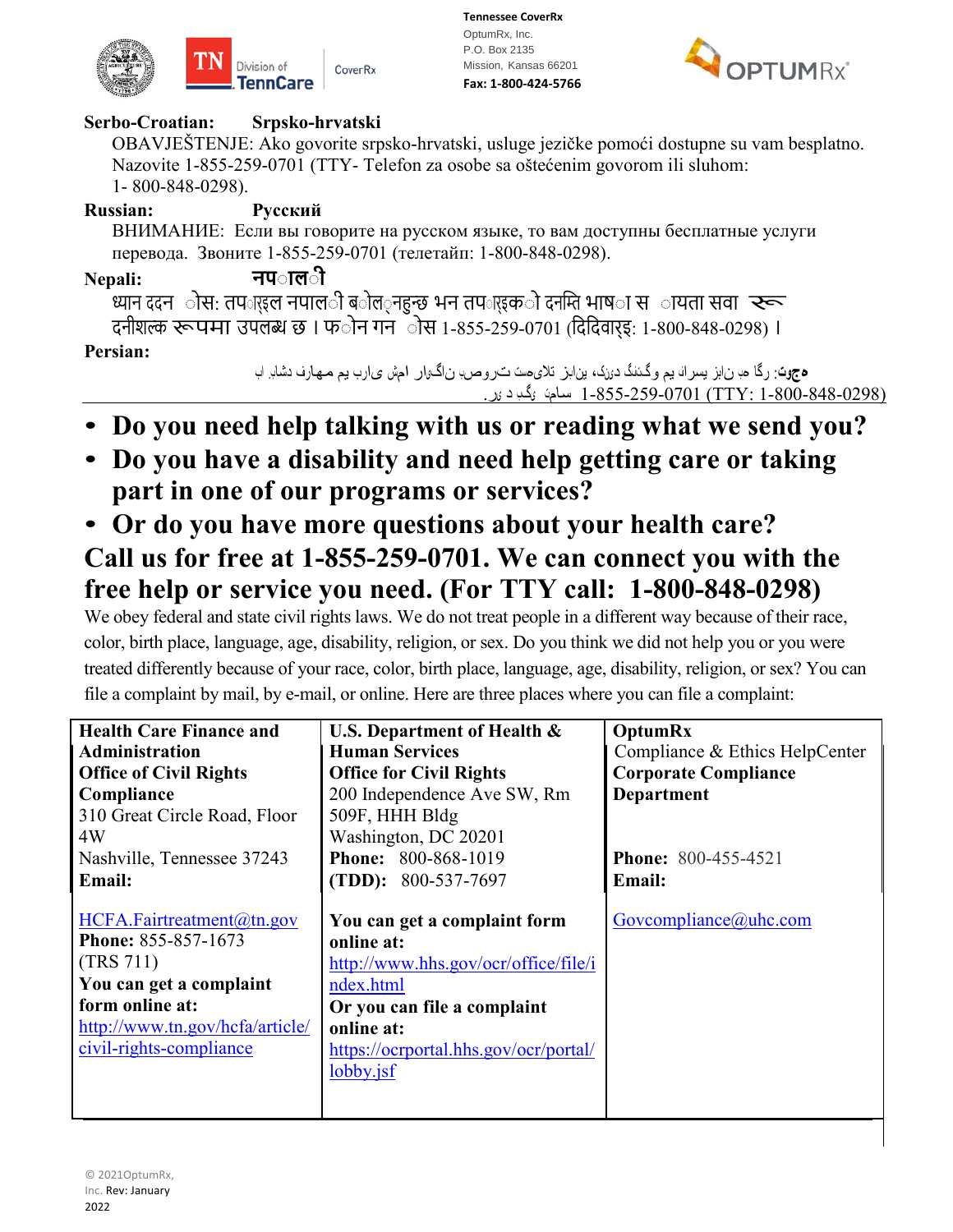Tennessee CoverRx
OptumRx, Inc.
P.O. Box 2135
Mission, Kansas 66201
**Fax: 1-800-424-5766**

**Serbo-Croatian: Srpsko-hrvatski**

OBAVJEŠTENJE: Ako govorite srpsko-hrvatski, usluge jezičke pomoći dostupne su vam besplatno. Nazovite 1-855-259-0701 (TTY- Telefon za osobe sa oštećenim govorom ili sluhom: 1- 800-848-0298).

**Russian: Русский**

ВНИМАНИЕ: Если вы говорите на русском языке, то вам доступны бесплатные услуги перевода. Звоните 1-855-259-0701 (телетайп: 1-800-848-0298).

**Nepali: नपालाी**

ध्यान ददन ोस: तपाइँइल नपालाी बोलनहुन्छ भन तपाइँइको दनमि भाषा स ायता सवा रूप दनीशल्क रूपमा उपलब्ध छ । फोन गन ोस 1-855-259-0701 (दिदिवाइ: 1-800-848-0298) ।

**Persian:**

**توجه**: اگر به زبان فارسی گفتگو می کنید، تسهیلات زبانی بصورت رایگان برای شما فراهم می باشد. با 1-855-259-0701 (TTY: 1-800-848-0298) تماس بگیرید.

- **Do you need help talking with us or reading what we send you?**
- **Do you have a disability and need help getting care or taking part in one of our programs or services?**
- **Or do you have more questions about your health care?**

**Call us for free at 1-855-259-0701. We can connect you with the free help or service you need. (For TTY call: 1-800-848-0298)**

We obey federal and state civil rights laws. We do not treat people in a different way because of their race, color, birth place, language, age, disability, religion, or sex. Do you think we did not help you or you were treated differently because of your race, color, birth place, language, age, disability, religion, or sex? You can file a complaint by mail, by e-mail, or online. Here are three places where you can file a complaint:

| | | |
|---|---|---|
| **Health Care Finance and Administration Office of Civil Rights Compliance**<br>310 Great Circle Road, Floor 4W<br>Nashville, Tennessee 37243<br>**Email:**<br>HCFA.Fairtreatment@tn.gov<br>**Phone:** 855-857-1673<br>(TRS 711)<br>**You can get a complaint form online at:**<br>http://www.tn.gov/hcfa/article/civil-rights-compliance | **U.S. Department of Health & Human Services Office for Civil Rights**<br>200 Independence Ave SW, Rm 509F, HHH Bldg<br>Washington, DC 20201<br>**Phone:** 800-868-1019<br>**(TDD):** 800-537-7697<br>**You can get a complaint form online at:**<br>http://www.hhs.gov/ocr/office/file/index.html<br>**Or you can file a complaint online at:**<br>https://ocrportal.hhs.gov/ocr/portal/lobby.jsf | **OptumRx**<br>Compliance & Ethics HelpCenter<br>**Corporate Compliance Department**<br>**Phone:** 800-455-4521<br>**Email:**<br>Govcompliance@uhc.com |

© 2021OptumRx, Inc. Rev: January 2022